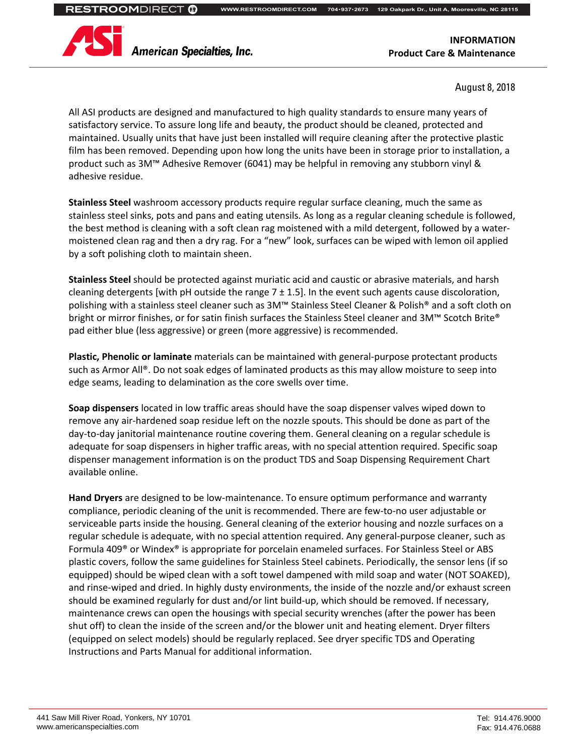American Specialties, Inc.

**INFORMATION**
**Product Care & Maintenance**

August 8, 2018

All ASI products are designed and manufactured to high quality standards to ensure many years of satisfactory service. To assure long life and beauty, the product should be cleaned, protected and maintained. Usually units that have just been installed will require cleaning after the protective plastic film has been removed. Depending upon how long the units have been in storage prior to installation, a product such as 3M™ Adhesive Remover (6041) may be helpful in removing any stubborn vinyl & adhesive residue.

**Stainless Steel** washroom accessory products require regular surface cleaning, much the same as stainless steel sinks, pots and pans and eating utensils. As long as a regular cleaning schedule is followed, the best method is cleaning with a soft clean rag moistened with a mild detergent, followed by a water-moistened clean rag and then a dry rag. For a "new" look, surfaces can be wiped with lemon oil applied by a soft polishing cloth to maintain sheen.

**Stainless Steel** should be protected against muriatic acid and caustic or abrasive materials, and harsh cleaning detergents [with pH outside the range 7 ± 1.5]. In the event such agents cause discoloration, polishing with a stainless steel cleaner such as 3M™ Stainless Steel Cleaner & Polish® and a soft cloth on bright or mirror finishes, or for satin finish surfaces the Stainless Steel cleaner and 3M™ Scotch Brite® pad either blue (less aggressive) or green (more aggressive) is recommended.

**Plastic, Phenolic or laminate** materials can be maintained with general-purpose protectant products such as Armor All®. Do not soak edges of laminated products as this may allow moisture to seep into edge seams, leading to delamination as the core swells over time.

**Soap dispensers** located in low traffic areas should have the soap dispenser valves wiped down to remove any air-hardened soap residue left on the nozzle spouts. This should be done as part of the day-to-day janitorial maintenance routine covering them. General cleaning on a regular schedule is adequate for soap dispensers in higher traffic areas, with no special attention required. Specific soap dispenser management information is on the product TDS and Soap Dispensing Requirement Chart available online.

**Hand Dryers** are designed to be low-maintenance. To ensure optimum performance and warranty compliance, periodic cleaning of the unit is recommended. There are few-to-no user adjustable or serviceable parts inside the housing. General cleaning of the exterior housing and nozzle surfaces on a regular schedule is adequate, with no special attention required. Any general-purpose cleaner, such as Formula 409® or Windex® is appropriate for porcelain enameled surfaces. For Stainless Steel or ABS plastic covers, follow the same guidelines for Stainless Steel cabinets. Periodically, the sensor lens (if so equipped) should be wiped clean with a soft towel dampened with mild soap and water (NOT SOAKED), and rinse-wiped and dried. In highly dusty environments, the inside of the nozzle and/or exhaust screen should be examined regularly for dust and/or lint build-up, which should be removed. If necessary, maintenance crews can open the housings with special security wrenches (after the power has been shut off) to clean the inside of the screen and/or the blower unit and heating element. Dryer filters (equipped on select models) should be regularly replaced. See dryer specific TDS and Operating Instructions and Parts Manual for additional information.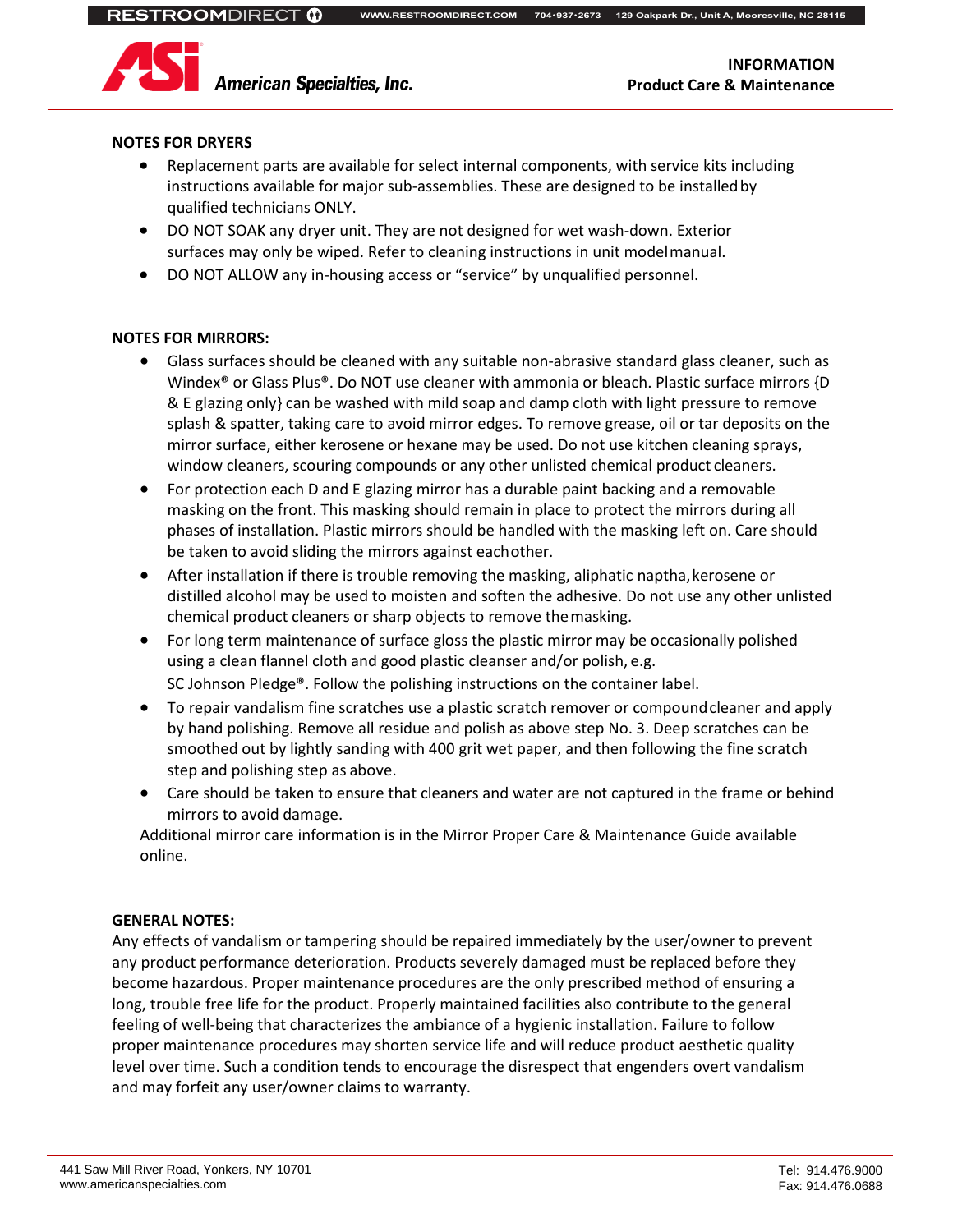American Specialties, Inc.

**INFORMATION**
**Product Care & Maintenance**

**NOTES FOR DRYERS**

- Replacement parts are available for select internal components, with service kits including instructions available for major sub-assemblies. These are designed to be installed by qualified technicians ONLY.
- DO NOT SOAK any dryer unit. They are not designed for wet wash-down. Exterior surfaces may only be wiped. Refer to cleaning instructions in unit model manual.
- DO NOT ALLOW any in-housing access or "service" by unqualified personnel.

**NOTES FOR MIRRORS:**

- Glass surfaces should be cleaned with any suitable non-abrasive standard glass cleaner, such as Windex® or Glass Plus®. Do NOT use cleaner with ammonia or bleach. Plastic surface mirrors {D & E glazing only} can be washed with mild soap and damp cloth with light pressure to remove splash & spatter, taking care to avoid mirror edges. To remove grease, oil or tar deposits on the mirror surface, either kerosene or hexane may be used. Do not use kitchen cleaning sprays, window cleaners, scouring compounds or any other unlisted chemical product cleaners.
- For protection each D and E glazing mirror has a durable paint backing and a removable masking on the front. This masking should remain in place to protect the mirrors during all phases of installation. Plastic mirrors should be handled with the masking left on. Care should be taken to avoid sliding the mirrors against each other.
- After installation if there is trouble removing the masking, aliphatic naptha, kerosene or distilled alcohol may be used to moisten and soften the adhesive. Do not use any other unlisted chemical product cleaners or sharp objects to remove the masking.
- For long term maintenance of surface gloss the plastic mirror may be occasionally polished using a clean flannel cloth and good plastic cleanser and/or polish, e.g. SC Johnson Pledge®. Follow the polishing instructions on the container label.
- To repair vandalism fine scratches use a plastic scratch remover or compound cleaner and apply by hand polishing. Remove all residue and polish as above step No. 3. Deep scratches can be smoothed out by lightly sanding with 400 grit wet paper, and then following the fine scratch step and polishing step as above.
- Care should be taken to ensure that cleaners and water are not captured in the frame or behind mirrors to avoid damage.

Additional mirror care information is in the Mirror Proper Care & Maintenance Guide available online.

**GENERAL NOTES:**

Any effects of vandalism or tampering should be repaired immediately by the user/owner to prevent any product performance deterioration. Products severely damaged must be replaced before they become hazardous. Proper maintenance procedures are the only prescribed method of ensuring a long, trouble free life for the product. Properly maintained facilities also contribute to the general feeling of well-being that characterizes the ambiance of a hygienic installation. Failure to follow proper maintenance procedures may shorten service life and will reduce product aesthetic quality level over time. Such a condition tends to encourage the disrespect that engenders overt vandalism and may forfeit any user/owner claims to warranty.

441 Saw Mill River Road, Yonkers, NY 10701
www.americanspecialties.com

Tel: 914.476.9000
Fax: 914.476.0688